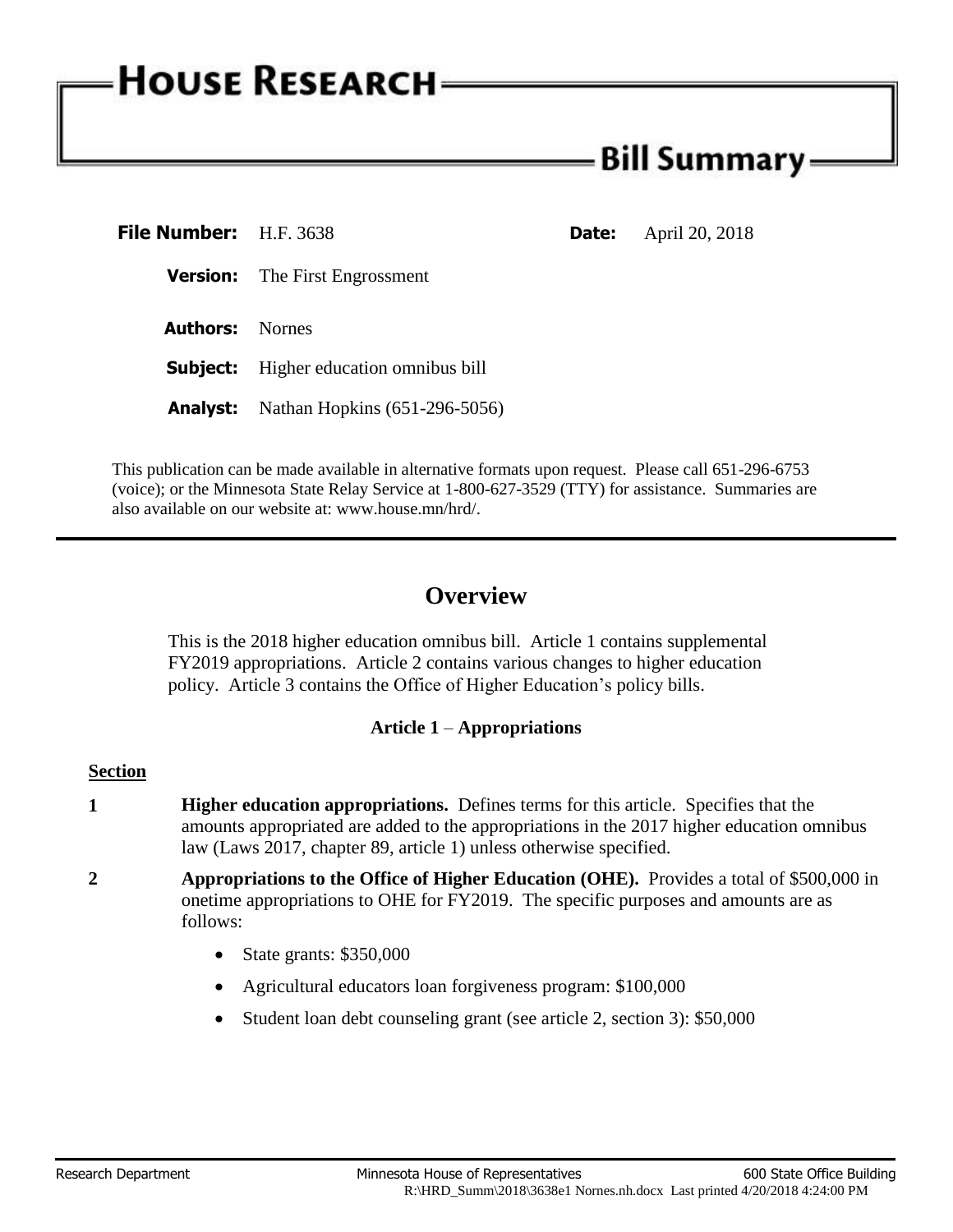# HOUSE RESEARCH

## Bill Summary

**File Number:** H.F. 3638

**Date:** April 20, 2018

**Version:** The First Engrossment

**Authors:** Nornes

**Subject:** Higher education omnibus bill

**Analyst:** Nathan Hopkins (651-296-5056)

This publication can be made available in alternative formats upon request. Please call 651-296-6753 (voice); or the Minnesota State Relay Service at 1-800-627-3529 (TTY) for assistance. Summaries are also available on our website at: www.house.mn/hrd/.

---

## Overview

This is the 2018 higher education omnibus bill. Article 1 contains supplemental FY2019 appropriations. Article 2 contains various changes to higher education policy. Article 3 contains the Office of Higher Education's policy bills.

### Article 1 – Appropriations

**Section**

**1** **Higher education appropriations.** Defines terms for this article. Specifies that the amounts appropriated are added to the appropriations in the 2017 higher education omnibus law (Laws 2017, chapter 89, article 1) unless otherwise specified.

**2** **Appropriations to the Office of Higher Education (OHE).** Provides a total of $500,000 in onetime appropriations to OHE for FY2019. The specific purposes and amounts are as follows:

- State grants: $350,000
- Agricultural educators loan forgiveness program: $100,000
- Student loan debt counseling grant (see article 2, section 3): $50,000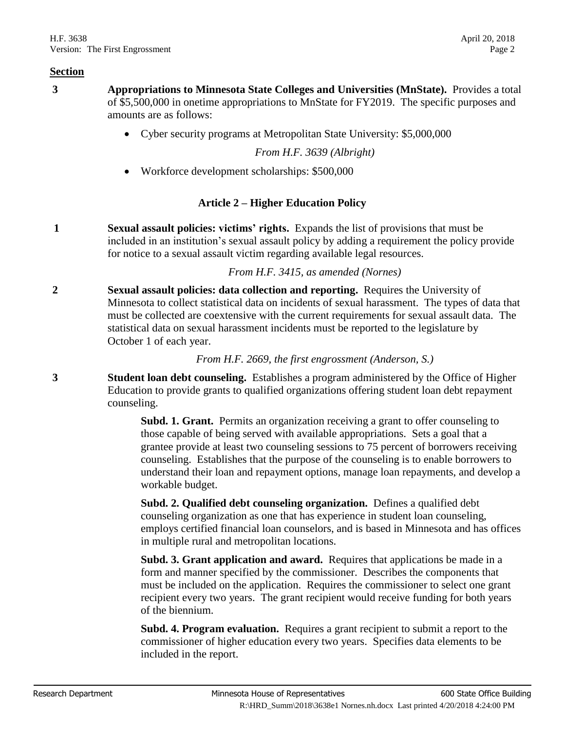**Section**

**3** **Appropriations to Minnesota State Colleges and Universities (MnState).** Provides a total of $5,500,000 in onetime appropriations to MnState for FY2019. The specific purposes and amounts are as follows:

- Cyber security programs at Metropolitan State University: $5,000,000

  *From H.F. 3639 (Albright)*

- Workforce development scholarships: $500,000

## Article 2 – Higher Education Policy

**1** **Sexual assault policies: victims' rights.** Expands the list of provisions that must be included in an institution's sexual assault policy by adding a requirement the policy provide for notice to a sexual assault victim regarding available legal resources.

*From H.F. 3415, as amended (Nornes)*

**2** **Sexual assault policies: data collection and reporting.** Requires the University of Minnesota to collect statistical data on incidents of sexual harassment. The types of data that must be collected are coextensive with the current requirements for sexual assault data. The statistical data on sexual harassment incidents must be reported to the legislature by October 1 of each year.

*From H.F. 2669, the first engrossment (Anderson, S.)*

**3** **Student loan debt counseling.** Establishes a program administered by the Office of Higher Education to provide grants to qualified organizations offering student loan debt repayment counseling.

**Subd. 1. Grant.** Permits an organization receiving a grant to offer counseling to those capable of being served with available appropriations. Sets a goal that a grantee provide at least two counseling sessions to 75 percent of borrowers receiving counseling. Establishes that the purpose of the counseling is to enable borrowers to understand their loan and repayment options, manage loan repayments, and develop a workable budget.

**Subd. 2. Qualified debt counseling organization.** Defines a qualified debt counseling organization as one that has experience in student loan counseling, employs certified financial loan counselors, and is based in Minnesota and has offices in multiple rural and metropolitan locations.

**Subd. 3. Grant application and award.** Requires that applications be made in a form and manner specified by the commissioner. Describes the components that must be included on the application. Requires the commissioner to select one grant recipient every two years. The grant recipient would receive funding for both years of the biennium.

**Subd. 4. Program evaluation.** Requires a grant recipient to submit a report to the commissioner of higher education every two years. Specifies data elements to be included in the report.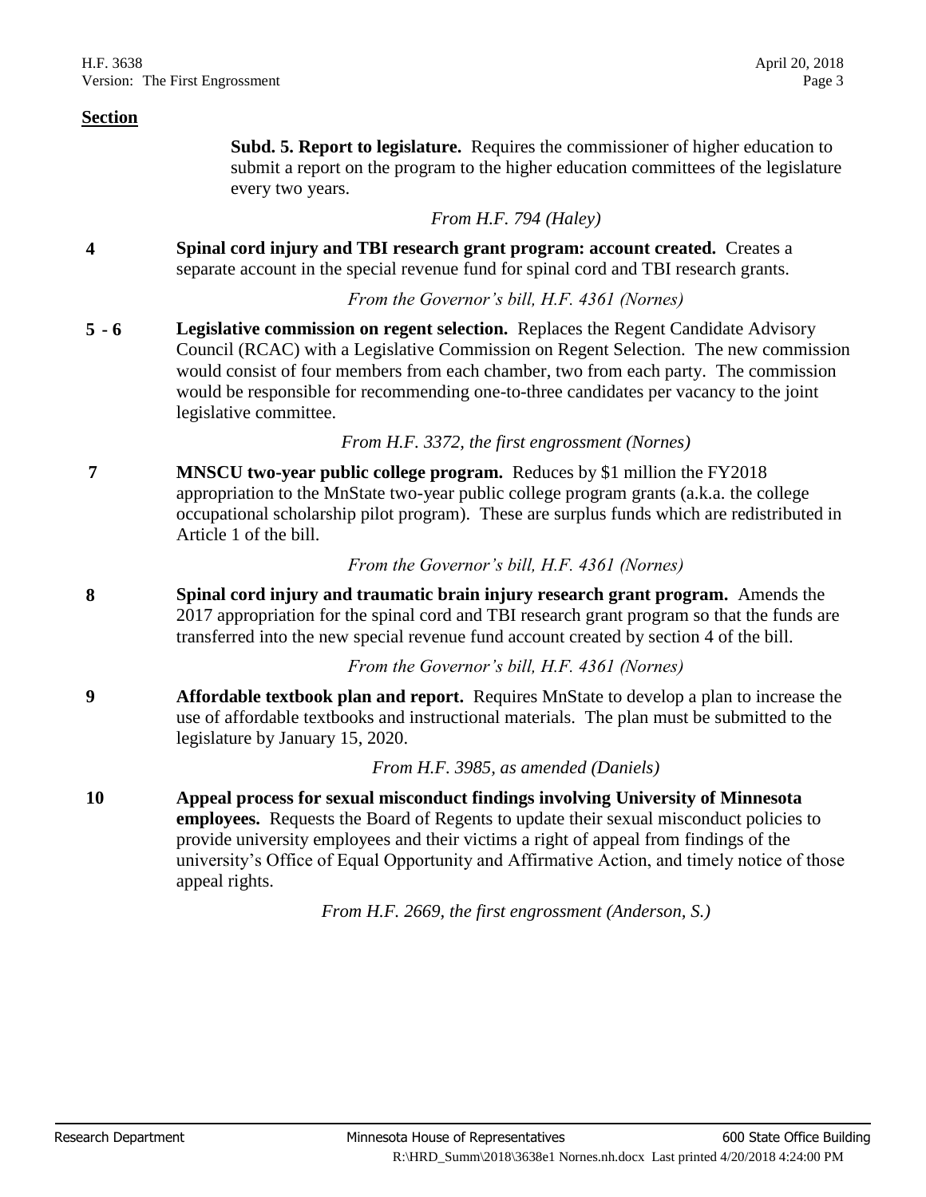**Section**

**Subd. 5. Report to legislature.** Requires the commissioner of higher education to submit a report on the program to the higher education committees of the legislature every two years.

*From H.F. 794 (Haley)*

**4** **Spinal cord injury and TBI research grant program: account created.** Creates a separate account in the special revenue fund for spinal cord and TBI research grants.

*From the Governor's bill, H.F. 4361 (Nornes)*

**5 - 6** **Legislative commission on regent selection.** Replaces the Regent Candidate Advisory Council (RCAC) with a Legislative Commission on Regent Selection. The new commission would consist of four members from each chamber, two from each party. The commission would be responsible for recommending one-to-three candidates per vacancy to the joint legislative committee.

*From H.F. 3372, the first engrossment (Nornes)*

**7** **MNSCU two-year public college program.** Reduces by $1 million the FY2018 appropriation to the MnState two-year public college program grants (a.k.a. the college occupational scholarship pilot program). These are surplus funds which are redistributed in Article 1 of the bill.

*From the Governor's bill, H.F. 4361 (Nornes)*

**8** **Spinal cord injury and traumatic brain injury research grant program.** Amends the 2017 appropriation for the spinal cord and TBI research grant program so that the funds are transferred into the new special revenue fund account created by section 4 of the bill.

*From the Governor's bill, H.F. 4361 (Nornes)*

**9** **Affordable textbook plan and report.** Requires MnState to develop a plan to increase the use of affordable textbooks and instructional materials. The plan must be submitted to the legislature by January 15, 2020.

*From H.F. 3985, as amended (Daniels)*

**10** **Appeal process for sexual misconduct findings involving University of Minnesota employees.** Requests the Board of Regents to update their sexual misconduct policies to provide university employees and their victims a right of appeal from findings of the university's Office of Equal Opportunity and Affirmative Action, and timely notice of those appeal rights.

*From H.F. 2669, the first engrossment (Anderson, S.)*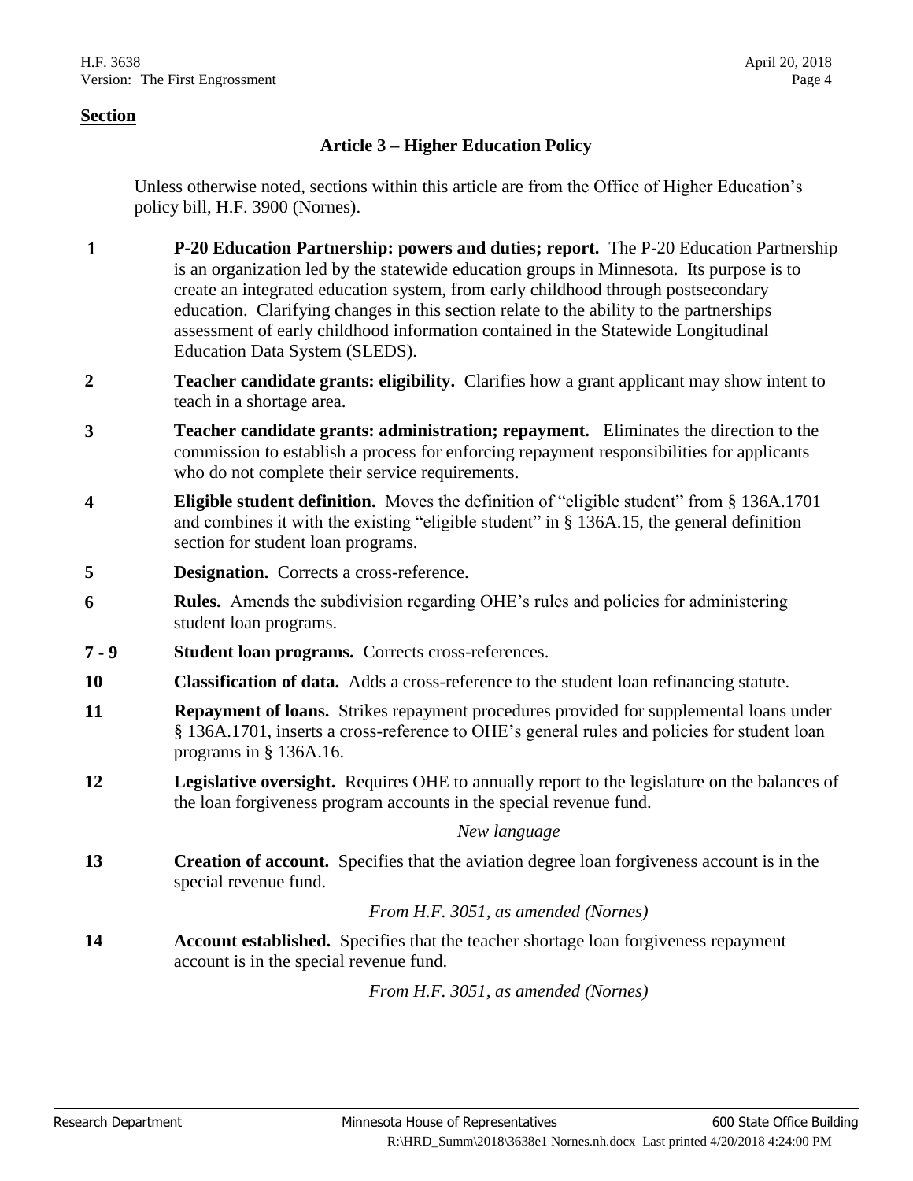**Section**

## Article 3 – Higher Education Policy

Unless otherwise noted, sections within this article are from the Office of Higher Education's policy bill, H.F. 3900 (Nornes).

**1** **P-20 Education Partnership: powers and duties; report.** The P-20 Education Partnership is an organization led by the statewide education groups in Minnesota. Its purpose is to create an integrated education system, from early childhood through postsecondary education. Clarifying changes in this section relate to the ability to the partnerships assessment of early childhood information contained in the Statewide Longitudinal Education Data System (SLEDS).

**2** **Teacher candidate grants: eligibility.** Clarifies how a grant applicant may show intent to teach in a shortage area.

**3** **Teacher candidate grants: administration; repayment.** Eliminates the direction to the commission to establish a process for enforcing repayment responsibilities for applicants who do not complete their service requirements.

**4** **Eligible student definition.** Moves the definition of "eligible student" from § 136A.1701 and combines it with the existing "eligible student" in § 136A.15, the general definition section for student loan programs.

**5** **Designation.** Corrects a cross-reference.

**6** **Rules.** Amends the subdivision regarding OHE's rules and policies for administering student loan programs.

**7 - 9** **Student loan programs.** Corrects cross-references.

**10** **Classification of data.** Adds a cross-reference to the student loan refinancing statute.

**11** **Repayment of loans.** Strikes repayment procedures provided for supplemental loans under § 136A.1701, inserts a cross-reference to OHE's general rules and policies for student loan programs in § 136A.16.

**12** **Legislative oversight.** Requires OHE to annually report to the legislature on the balances of the loan forgiveness program accounts in the special revenue fund.

*New language*

**13** **Creation of account.** Specifies that the aviation degree loan forgiveness account is in the special revenue fund.

*From H.F. 3051, as amended (Nornes)*

**14** **Account established.** Specifies that the teacher shortage loan forgiveness repayment account is in the special revenue fund.

*From H.F. 3051, as amended (Nornes)*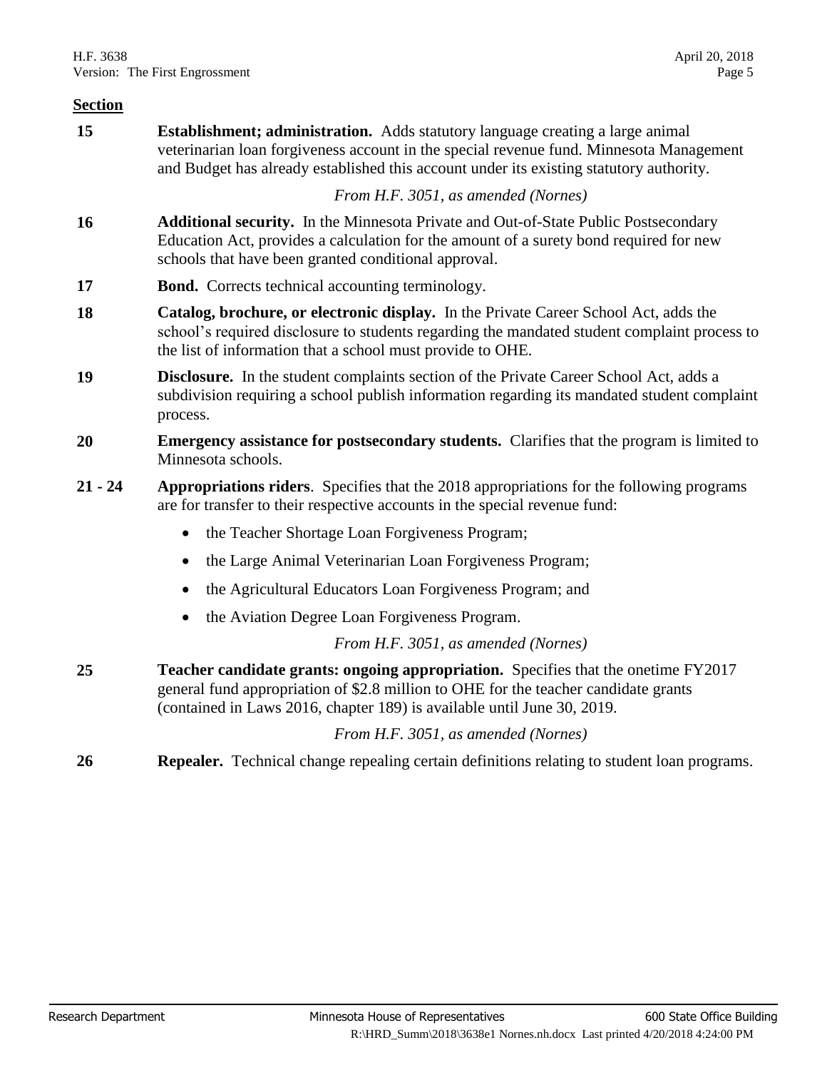**Section**

| | |
|---|---|
| **15** | **Establishment; administration.** Adds statutory language creating a large animal veterinarian loan forgiveness account in the special revenue fund. Minnesota Management and Budget has already established this account under its existing statutory authority. |

*From H.F. 3051, as amended (Nornes)*

| | |
|---|---|
| **16** | **Additional security.** In the Minnesota Private and Out-of-State Public Postsecondary Education Act, provides a calculation for the amount of a surety bond required for new schools that have been granted conditional approval. |
| **17** | **Bond.** Corrects technical accounting terminology. |
| **18** | **Catalog, brochure, or electronic display.** In the Private Career School Act, adds the school's required disclosure to students regarding the mandated student complaint process to the list of information that a school must provide to OHE. |
| **19** | **Disclosure.** In the student complaints section of the Private Career School Act, adds a subdivision requiring a school publish information regarding its mandated student complaint process. |
| **20** | **Emergency assistance for postsecondary students.** Clarifies that the program is limited to Minnesota schools. |
| **21 - 24** | **Appropriations riders**. Specifies that the 2018 appropriations for the following programs are for transfer to their respective accounts in the special revenue fund: |

- the Teacher Shortage Loan Forgiveness Program;
- the Large Animal Veterinarian Loan Forgiveness Program;
- the Agricultural Educators Loan Forgiveness Program; and
- the Aviation Degree Loan Forgiveness Program.

*From H.F. 3051, as amended (Nornes)*

| | |
|---|---|
| **25** | **Teacher candidate grants: ongoing appropriation.** Specifies that the onetime FY2017 general fund appropriation of \$2.8 million to OHE for the teacher candidate grants (contained in Laws 2016, chapter 189) is available until June 30, 2019. |

*From H.F. 3051, as amended (Nornes)*

| | |
|---|---|
| **26** | **Repealer.** Technical change repealing certain definitions relating to student loan programs. |